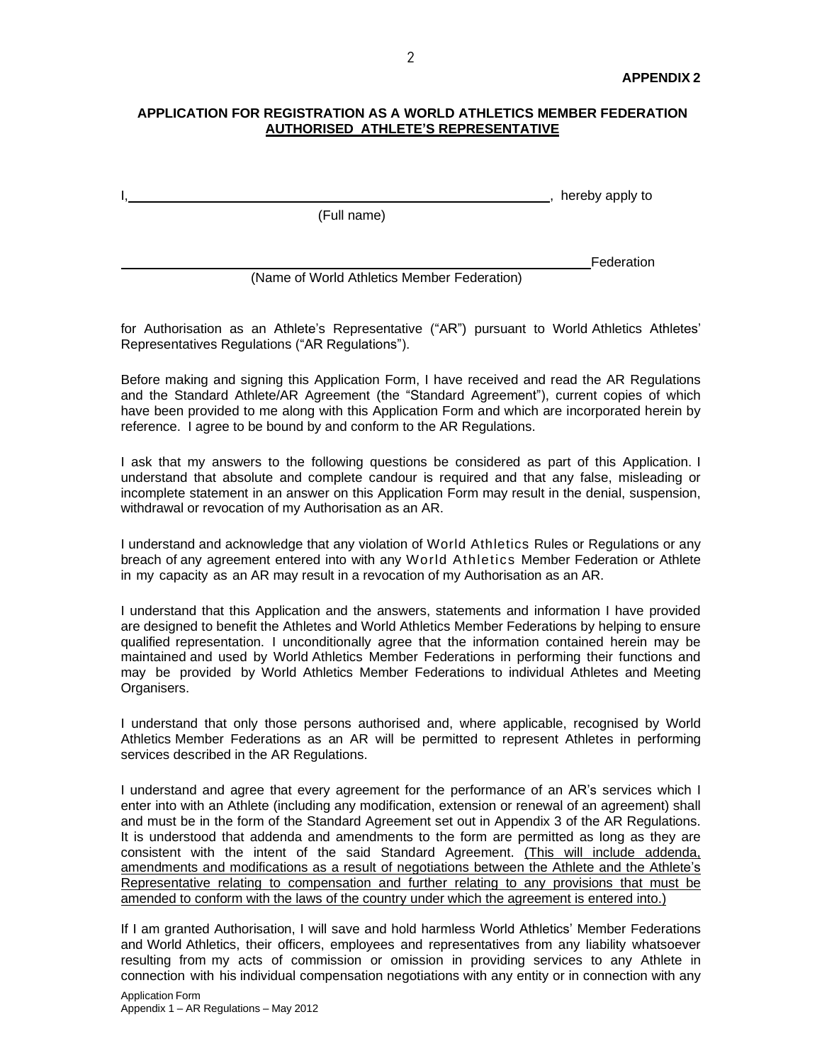**APPENDIX 2**

**APPLICATION FOR REGISTRATION AS A WORLD ATHLETICS MEMBER FEDERATION**
**<u>AUTHORISED ATHLETE'S REPRESENTATIVE</u>**

I,\_\_\_\_\_\_\_\_\_\_\_\_\_\_\_\_\_\_\_\_\_\_\_\_\_\_\_\_\_\_\_\_\_\_\_\_\_\_\_\_\_\_\_\_\_\_\_\_\_\_\_\_, hereby apply to
(Full name)

\_\_\_\_\_\_\_\_\_\_\_\_\_\_\_\_\_\_\_\_\_\_\_\_\_\_\_\_\_\_\_\_\_\_\_\_\_\_\_\_\_\_\_\_\_\_\_\_\_\_\_\_\_\_\_\_Federation
(Name of World Athletics Member Federation)

for Authorisation as an Athlete's Representative ("AR") pursuant to World Athletics Athletes' Representatives Regulations ("AR Regulations").

Before making and signing this Application Form, I have received and read the AR Regulations and the Standard Athlete/AR Agreement (the "Standard Agreement"), current copies of which have been provided to me along with this Application Form and which are incorporated herein by reference. I agree to be bound by and conform to the AR Regulations.

I ask that my answers to the following questions be considered as part of this Application. I understand that absolute and complete candour is required and that any false, misleading or incomplete statement in an answer on this Application Form may result in the denial, suspension, withdrawal or revocation of my Authorisation as an AR.

I understand and acknowledge that any violation of World Athletics Rules or Regulations or any breach of any agreement entered into with any World Athletics Member Federation or Athlete in my capacity as an AR may result in a revocation of my Authorisation as an AR.

I understand that this Application and the answers, statements and information I have provided are designed to benefit the Athletes and World Athletics Member Federations by helping to ensure qualified representation. I unconditionally agree that the information contained herein may be maintained and used by World Athletics Member Federations in performing their functions and may be provided by World Athletics Member Federations to individual Athletes and Meeting Organisers.

I understand that only those persons authorised and, where applicable, recognised by World Athletics Member Federations as an AR will be permitted to represent Athletes in performing services described in the AR Regulations.

I understand and agree that every agreement for the performance of an AR's services which I enter into with an Athlete (including any modification, extension or renewal of an agreement) shall and must be in the form of the Standard Agreement set out in Appendix 3 of the AR Regulations. It is understood that addenda and amendments to the form are permitted as long as they are consistent with the intent of the said Standard Agreement. <u>(This will include addenda, amendments and modifications as a result of negotiations between the Athlete and the Athlete's Representative relating to compensation and further relating to any provisions that must be amended to conform with the laws of the country under which the agreement is entered into.)</u>

If I am granted Authorisation, I will save and hold harmless World Athletics' Member Federations and World Athletics, their officers, employees and representatives from any liability whatsoever resulting from my acts of commission or omission in providing services to any Athlete in connection with his individual compensation negotiations with any entity or in connection with any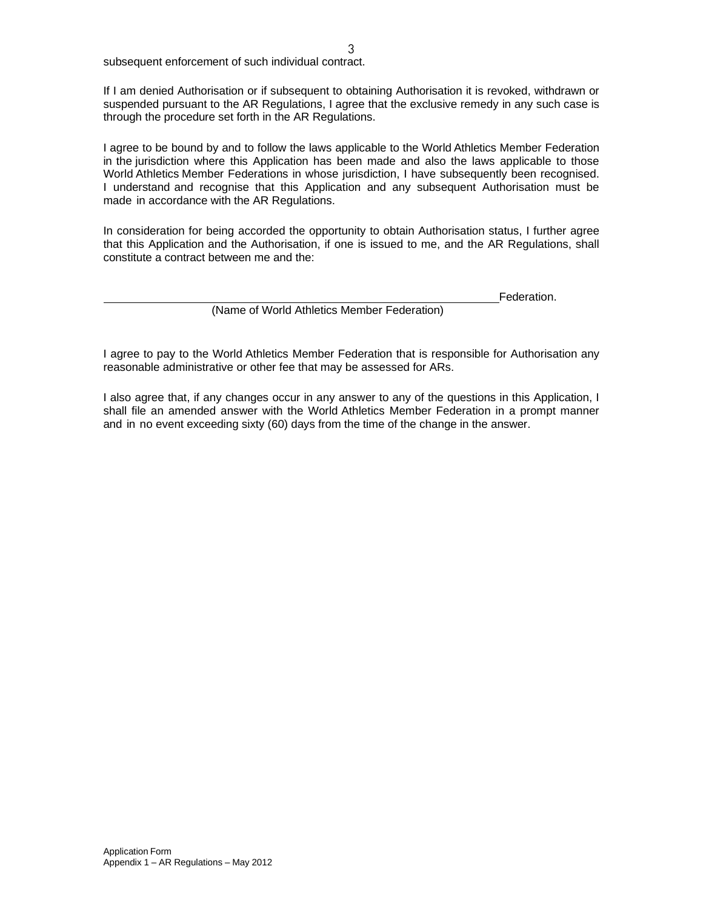subsequent enforcement of such individual contract.

If I am denied Authorisation or if subsequent to obtaining Authorisation it is revoked, withdrawn or suspended pursuant to the AR Regulations, I agree that the exclusive remedy in any such case is through the procedure set forth in the AR Regulations.

I agree to be bound by and to follow the laws applicable to the World Athletics Member Federation in the jurisdiction where this Application has been made and also the laws applicable to those World Athletics Member Federations in whose jurisdiction, I have subsequently been recognised. I understand and recognise that this Application and any subsequent Authorisation must be made in accordance with the AR Regulations.

In consideration for being accorded the opportunity to obtain Authorisation status, I further agree that this Application and the Authorisation, if one is issued to me, and the AR Regulations, shall constitute a contract between me and the:

\_\_\_\_\_\_\_\_\_\_\_\_\_\_\_\_\_\_\_\_\_\_\_\_\_\_\_\_\_\_\_\_\_\_\_\_\_\_\_\_\_\_\_\_\_\_\_\_\_\_\_\_\_\_\_\_ Federation.
(Name of World Athletics Member Federation)

I agree to pay to the World Athletics Member Federation that is responsible for Authorisation any reasonable administrative or other fee that may be assessed for ARs.

I also agree that, if any changes occur in any answer to any of the questions in this Application, I shall file an amended answer with the World Athletics Member Federation in a prompt manner and in no event exceeding sixty (60) days from the time of the change in the answer.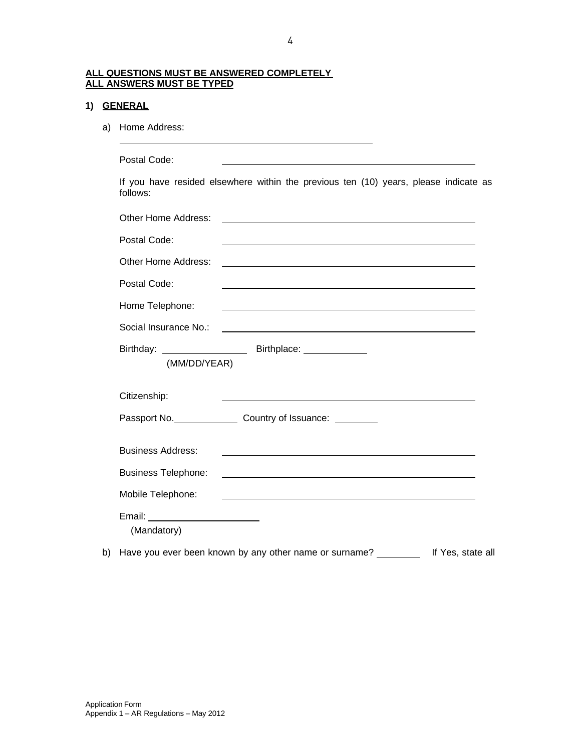**ALL QUESTIONS MUST BE ANSWERED COMPLETELY**
**ALL ANSWERS MUST BE TYPED**

## 1) GENERAL

a) Home Address:

______________________________________________

Postal Code: ______________________________________________

If you have resided elsewhere within the previous ten (10) years, please indicate as follows:

Other Home Address: ______________________________________________

Postal Code: ______________________________________________

Other Home Address: ______________________________________________

Postal Code: ______________________________________________

Home Telephone: ______________________________________________

Social Insurance No.: ______________________________________________

Birthday: ________________ Birthplace: ____________
(MM/DD/YEAR)

Citizenship: ______________________________________________

Passport No.____________ Country of Issuance: ________

Business Address: ______________________________________________

Business Telephone: ______________________________________________

Mobile Telephone: ______________________________________________

Email: ______________________
(Mandatory)

b) Have you ever been known by any other name or surname? ________ If Yes, state all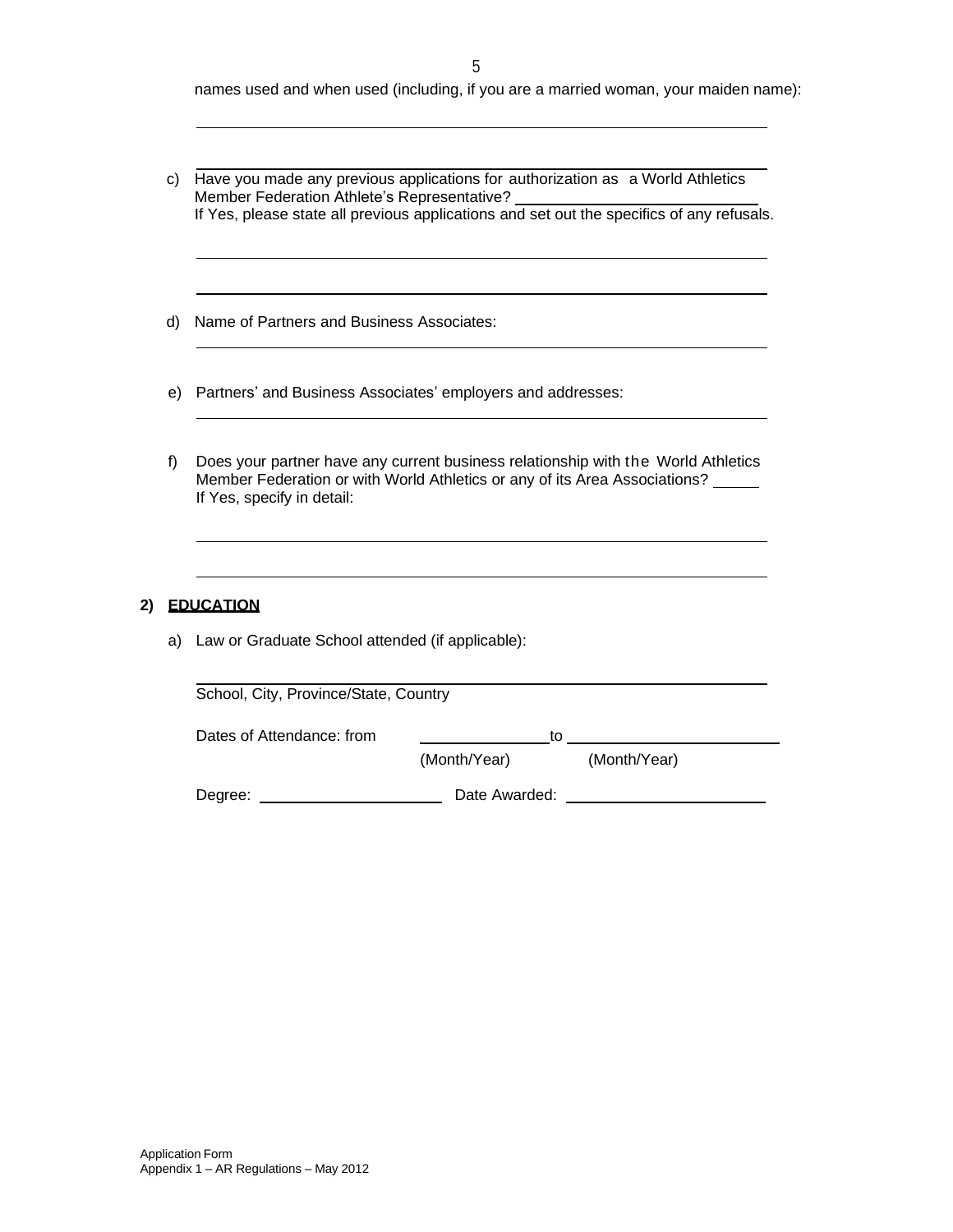names used and when used (including, if you are a married woman, your maiden name):

_______________________________________________________________

_______________________________________________________________

c) Have you made any previous applications for authorization as a World Athletics Member Federation Athlete's Representative? ____________________________
If Yes, please state all previous applications and set out the specifics of any refusals.

_______________________________________________________________

_______________________________________________________________

d) Name of Partners and Business Associates:

_______________________________________________________________

e) Partners' and Business Associates' employers and addresses:

_______________________________________________________________

f) Does your partner have any current business relationship with the World Athletics Member Federation or with World Athletics or any of its Area Associations? _____
If Yes, specify in detail:

_______________________________________________________________

_______________________________________________________________

## 2) EDUCATION

a) Law or Graduate School attended (if applicable):

_______________________________________________________________
School, City, Province/State, Country

Dates of Attendance: from _______________ to _______________
(Month/Year) (Month/Year)

Degree: ______________________ Date Awarded: ______________________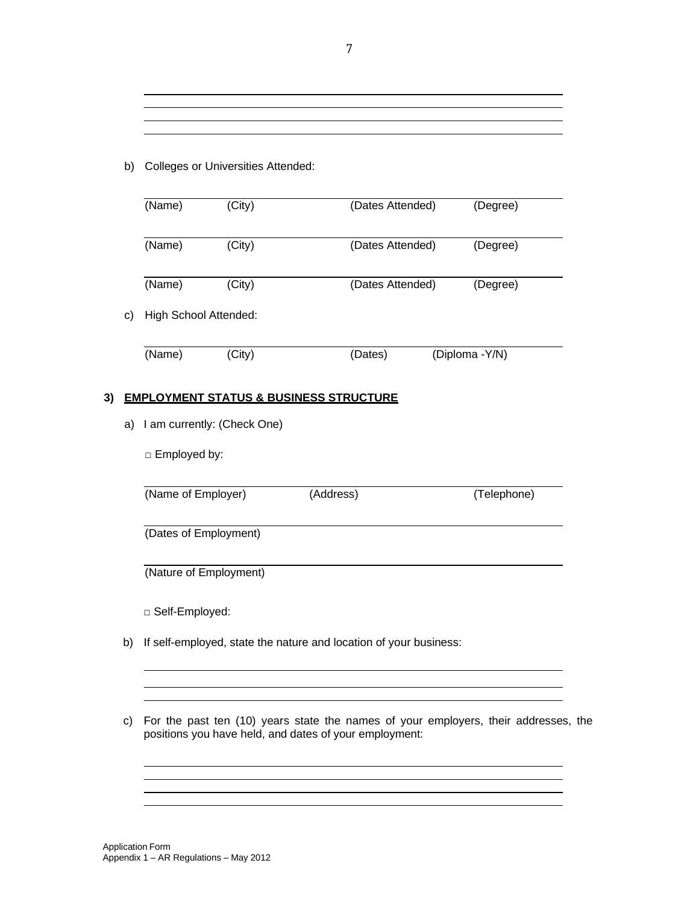b) Colleges or Universities Attended:

(Name) (City) (Dates Attended) (Degree)

(Name) (City) (Dates Attended) (Degree)

(Name) (City) (Dates Attended) (Degree)

c) High School Attended:

(Name) (City) (Dates) (Diploma -Y/N)

## 3) EMPLOYMENT STATUS & BUSINESS STRUCTURE

a) I am currently: (Check One)

□ Employed by:

(Name of Employer) (Address) (Telephone)

(Dates of Employment)

(Nature of Employment)

□ Self-Employed:

b) If self-employed, state the nature and location of your business:

c) For the past ten (10) years state the names of your employers, their addresses, the positions you have held, and dates of your employment:

Application Form
Appendix 1 – AR Regulations – May 2012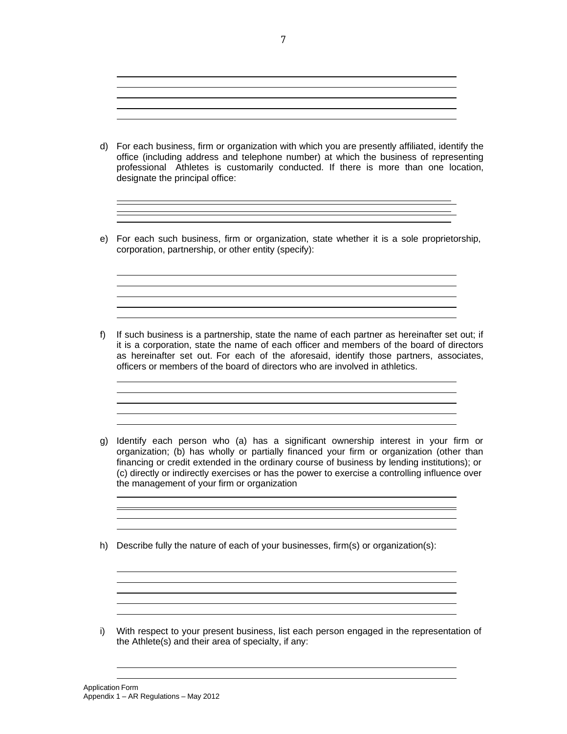d) For each business, firm or organization with which you are presently affiliated, identify the office (including address and telephone number) at which the business of representing professional Athletes is customarily conducted. If there is more than one location, designate the principal office:

e) For each such business, firm or organization, state whether it is a sole proprietorship, corporation, partnership, or other entity (specify):

f) If such business is a partnership, state the name of each partner as hereinafter set out; if it is a corporation, state the name of each officer and members of the board of directors as hereinafter set out. For each of the aforesaid, identify those partners, associates, officers or members of the board of directors who are involved in athletics.

g) Identify each person who (a) has a significant ownership interest in your firm or organization; (b) has wholly or partially financed your firm or organization (other than financing or credit extended in the ordinary course of business by lending institutions); or (c) directly or indirectly exercises or has the power to exercise a controlling influence over the management of your firm or organization

h) Describe fully the nature of each of your businesses, firm(s) or organization(s):

i) With respect to your present business, list each person engaged in the representation of the Athlete(s) and their area of specialty, if any:

Application Form
Appendix 1 – AR Regulations – May 2012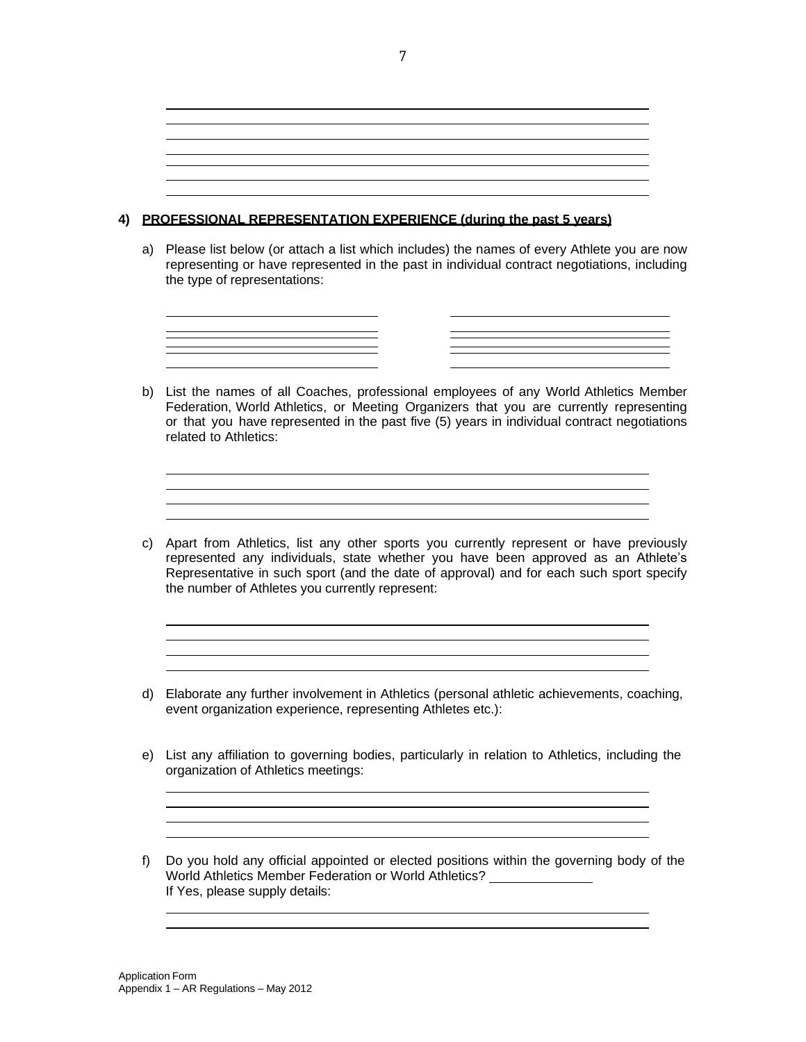## 4) PROFESSIONAL REPRESENTATION EXPERIENCE (during the past 5 years)

a) Please list below (or attach a list which includes) the names of every Athlete you are now representing or have represented in the past in individual contract negotiations, including the type of representations:

b) List the names of all Coaches, professional employees of any World Athletics Member Federation, World Athletics, or Meeting Organizers that you are currently representing or that you have represented in the past five (5) years in individual contract negotiations related to Athletics:

c) Apart from Athletics, list any other sports you currently represent or have previously represented any individuals, state whether you have been approved as an Athlete's Representative in such sport (and the date of approval) and for each such sport specify the number of Athletes you currently represent:

d) Elaborate any further involvement in Athletics (personal athletic achievements, coaching, event organization experience, representing Athletes etc.):

e) List any affiliation to governing bodies, particularly in relation to Athletics, including the organization of Athletics meetings:

f) Do you hold any official appointed or elected positions within the governing body of the World Athletics Member Federation or World Athletics? ______________
If Yes, please supply details:

Application Form
Appendix 1 – AR Regulations – May 2012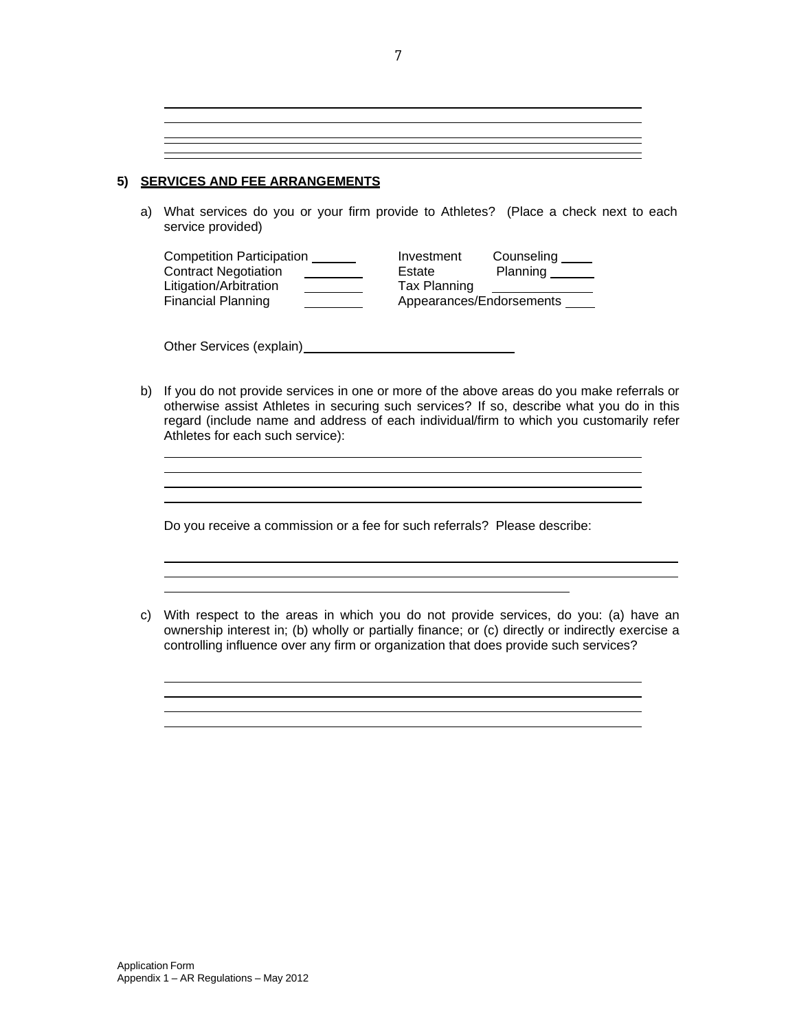## 5) SERVICES AND FEE ARRANGEMENTS

a) What services do you or your firm provide to Athletes? (Place a check next to each service provided)

| | | | |
|---|---|---|---|
| Competition Participation | ______ | Investment Counseling | ____ |
| Contract Negotiation | ______ | Estate Planning | ______ |
| Litigation/Arbitration | ______ | Tax Planning | ______ |
| Financial Planning | ______ | Appearances/Endorsements | ____ |

Other Services (explain) ______________________________

b) If you do not provide services in one or more of the above areas do you make referrals or otherwise assist Athletes in securing such services? If so, describe what you do in this regard (include name and address of each individual/firm to which you customarily refer Athletes for each such service):

Do you receive a commission or a fee for such referrals? Please describe:

c) With respect to the areas in which you do not provide services, do you: (a) have an ownership interest in; (b) wholly or partially finance; or (c) directly or indirectly exercise a controlling influence over any firm or organization that does provide such services?

Application Form
Appendix 1 – AR Regulations – May 2012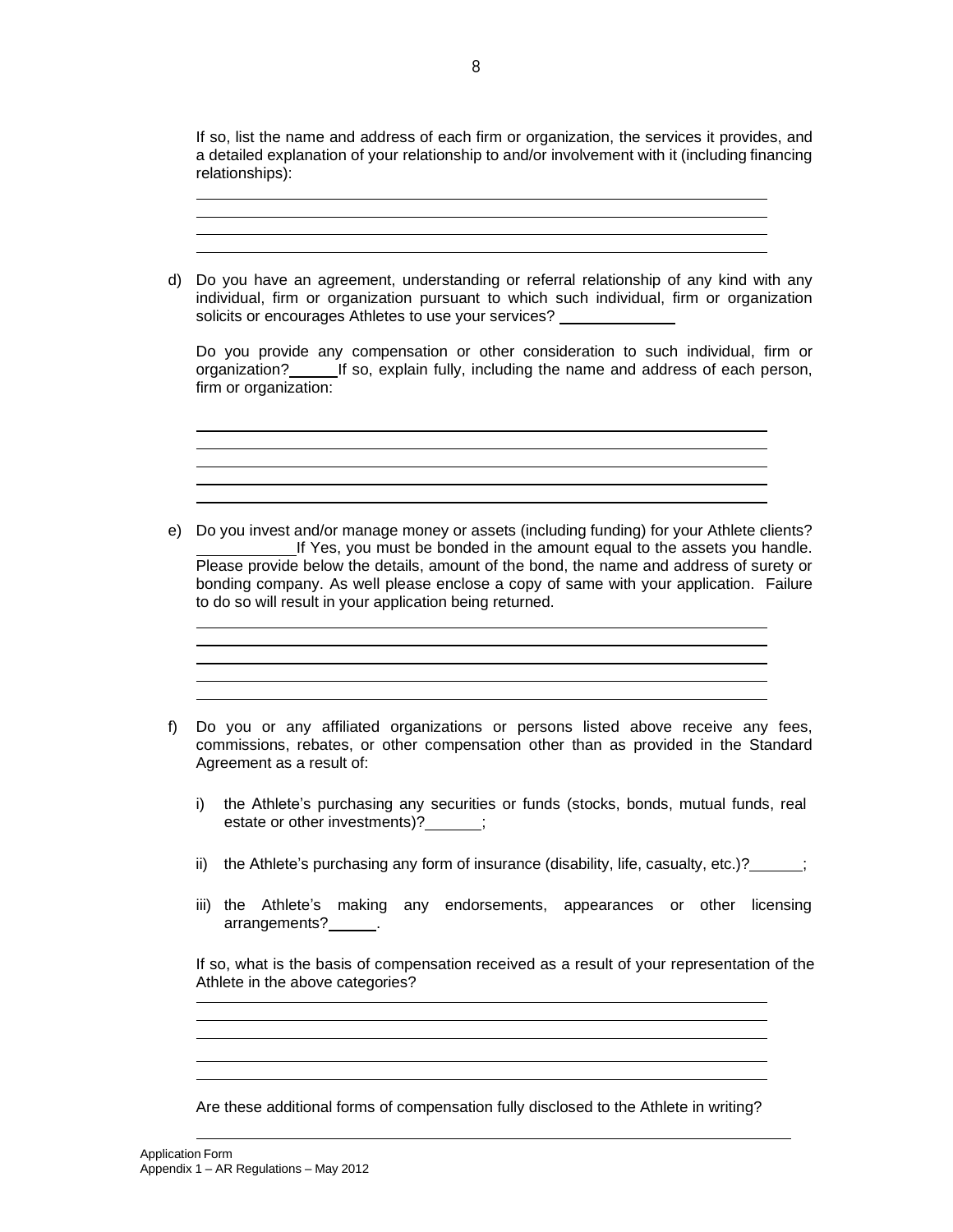If so, list the name and address of each firm or organization, the services it provides, and a detailed explanation of your relationship to and/or involvement with it (including financing relationships):

______________________________________________________________________
______________________________________________________________________
______________________________________________________________________
______________________________________________________________________

d) Do you have an agreement, understanding or referral relationship of any kind with any individual, firm or organization pursuant to which such individual, firm or organization solicits or encourages Athletes to use your services? ____________

Do you provide any compensation or other consideration to such individual, firm or organization? _____ If so, explain fully, including the name and address of each person, firm or organization:

______________________________________________________________________
______________________________________________________________________
______________________________________________________________________
______________________________________________________________________
______________________________________________________________________

e) Do you invest and/or manage money or assets (including funding) for your Athlete clients? __________ If Yes, you must be bonded in the amount equal to the assets you handle. Please provide below the details, amount of the bond, the name and address of surety or bonding company. As well please enclose a copy of same with your application. Failure to do so will result in your application being returned.

______________________________________________________________________
______________________________________________________________________
______________________________________________________________________
______________________________________________________________________
______________________________________________________________________

f) Do you or any affiliated organizations or persons listed above receive any fees, commissions, rebates, or other compensation other than as provided in the Standard Agreement as a result of:

i) the Athlete's purchasing any securities or funds (stocks, bonds, mutual funds, real estate or other investments)? ______;

ii) the Athlete's purchasing any form of insurance (disability, life, casualty, etc.)? ______;

iii) the Athlete's making any endorsements, appearances or other licensing arrangements? ______.

If so, what is the basis of compensation received as a result of your representation of the Athlete in the above categories?

______________________________________________________________________
______________________________________________________________________
______________________________________________________________________
______________________________________________________________________
______________________________________________________________________

Are these additional forms of compensation fully disclosed to the Athlete in writing?

______________________________________________________________________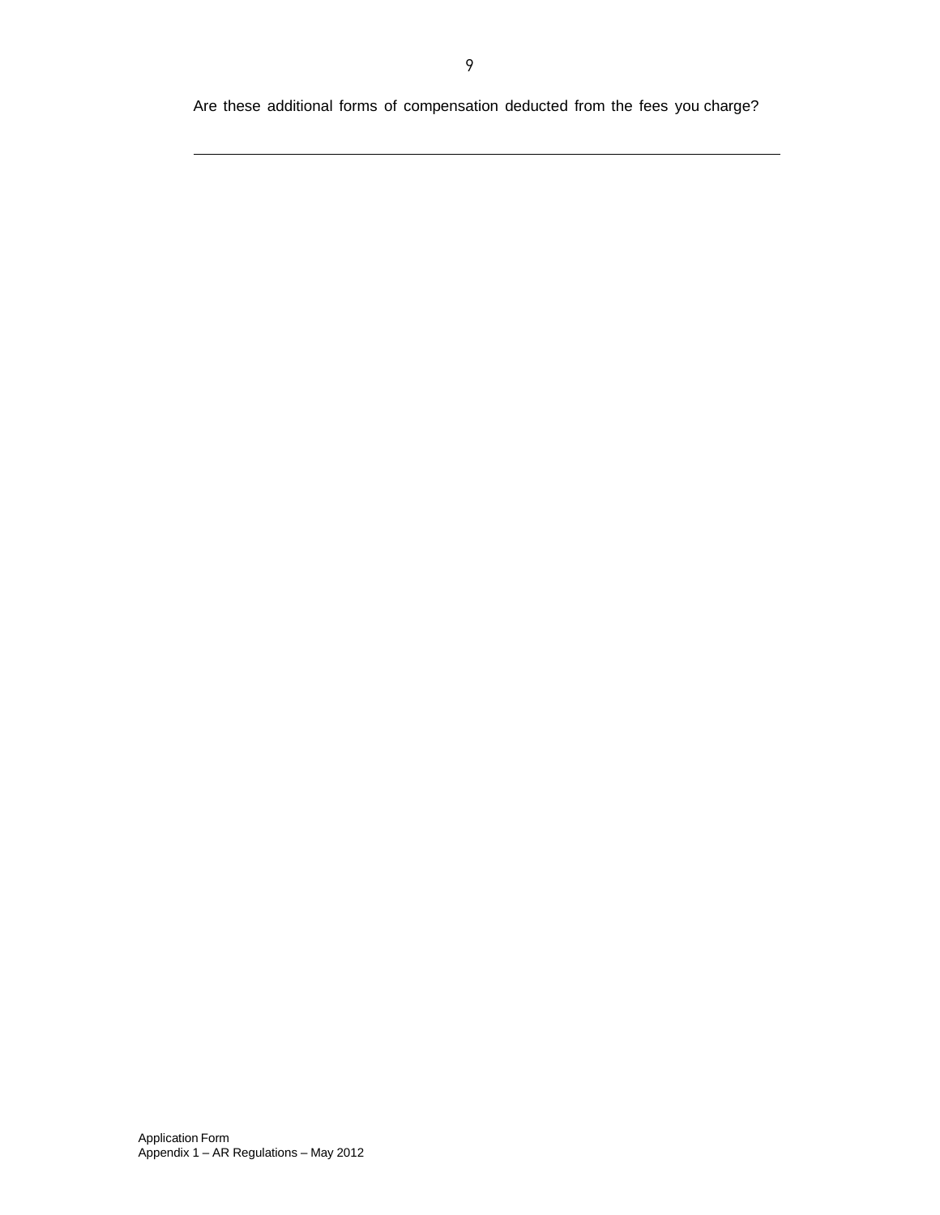Are these additional forms of compensation deducted from the fees you charge?

---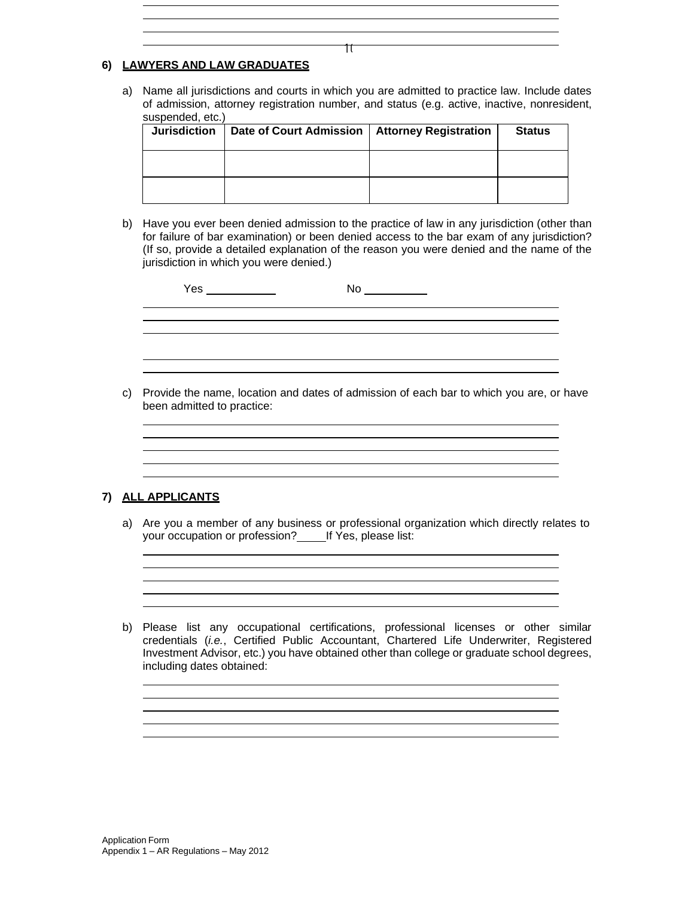## 6) LAWYERS AND LAW GRADUATES

a) Name all jurisdictions and courts in which you are admitted to practice law. Include dates of admission, attorney registration number, and status (e.g. active, inactive, nonresident, suspended, etc.)

| Jurisdiction | Date of Court Admission | Attorney Registration | Status |
| --- | --- | --- | --- |
| | | | |
| | | | |

b) Have you ever been denied admission to the practice of law in any jurisdiction (other than for failure of bar examination) or been denied access to the bar exam of any jurisdiction? (If so, provide a detailed explanation of the reason you were denied and the name of the jurisdiction in which you were denied.)

Yes ____________ No ___________

c) Provide the name, location and dates of admission of each bar to which you are, or have been admitted to practice:

## 7) ALL APPLICANTS

a) Are you a member of any business or professional organization which directly relates to your occupation or profession?_____ If Yes, please list:

b) Please list any occupational certifications, professional licenses or other similar credentials (*i.e.*, Certified Public Accountant, Chartered Life Underwriter, Registered Investment Advisor, etc.) you have obtained other than college or graduate school degrees, including dates obtained: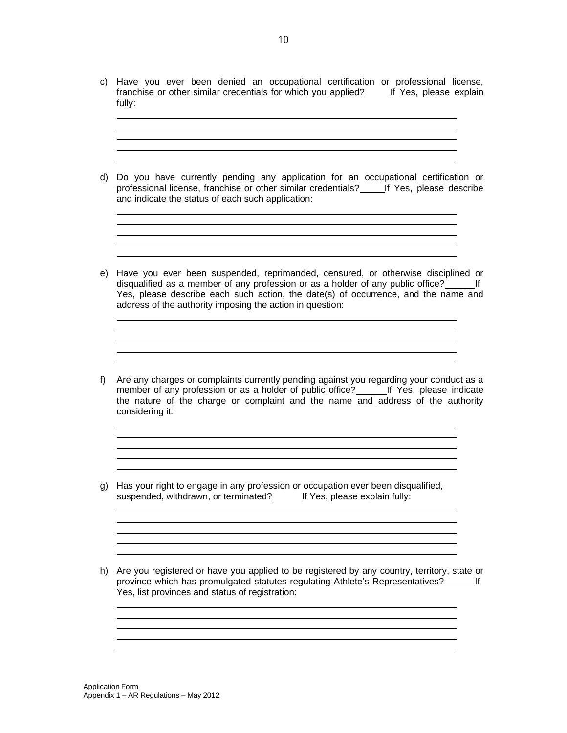c) Have you ever been denied an occupational certification or professional license, franchise or other similar credentials for which you applied?_____ If Yes, please explain fully:

d) Do you have currently pending any application for an occupational certification or professional license, franchise or other similar credentials?_____ If Yes, please describe and indicate the status of each such application:

e) Have you ever been suspended, reprimanded, censured, or otherwise disciplined or disqualified as a member of any profession or as a holder of any public office?______ If Yes, please describe each such action, the date(s) of occurrence, and the name and address of the authority imposing the action in question:

f) Are any charges or complaints currently pending against you regarding your conduct as a member of any profession or as a holder of public office?______ If Yes, please indicate the nature of the charge or complaint and the name and address of the authority considering it:

g) Has your right to engage in any profession or occupation ever been disqualified, suspended, withdrawn, or terminated?______ If Yes, please explain fully:

h) Are you registered or have you applied to be registered by any country, territory, state or province which has promulgated statutes regulating Athlete's Representatives?______ If Yes, list provinces and status of registration: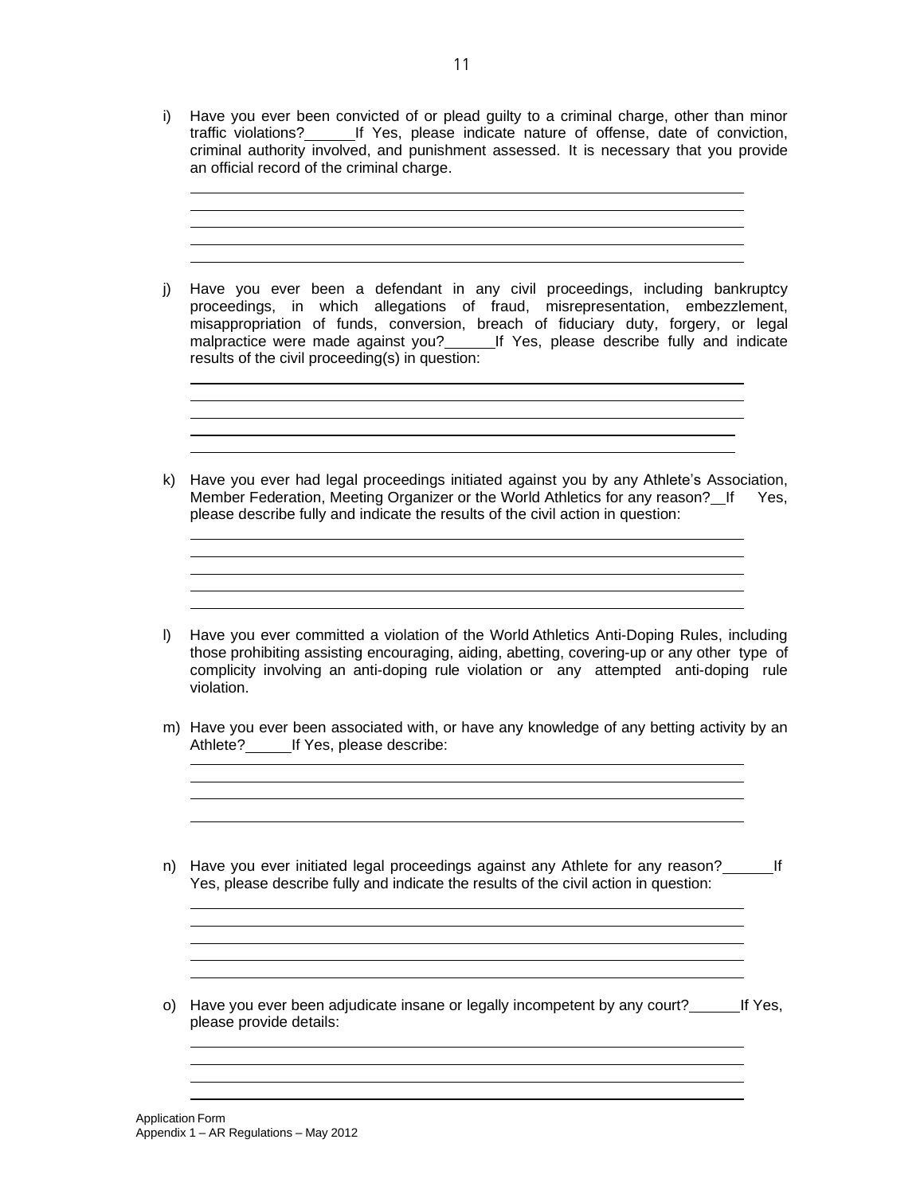i) Have you ever been convicted of or plead guilty to a criminal charge, other than minor traffic violations?______If Yes, please indicate nature of offense, date of conviction, criminal authority involved, and punishment assessed. It is necessary that you provide an official record of the criminal charge.

______________________________________________________________________
______________________________________________________________________
______________________________________________________________________
______________________________________________________________________
______________________________________________________________________

j) Have you ever been a defendant in any civil proceedings, including bankruptcy proceedings, in which allegations of fraud, misrepresentation, embezzlement, misappropriation of funds, conversion, breach of fiduciary duty, forgery, or legal malpractice were made against you?______If Yes, please describe fully and indicate results of the civil proceeding(s) in question:

______________________________________________________________________
______________________________________________________________________
______________________________________________________________________
______________________________________________________________________
______________________________________________________________________

k) Have you ever had legal proceedings initiated against you by any Athlete's Association, Member Federation, Meeting Organizer or the World Athletics for any reason?__If Yes, please describe fully and indicate the results of the civil action in question:

______________________________________________________________________
______________________________________________________________________
______________________________________________________________________
______________________________________________________________________
______________________________________________________________________

l) Have you ever committed a violation of the World Athletics Anti-Doping Rules, including those prohibiting assisting encouraging, aiding, abetting, covering-up or any other type of complicity involving an anti-doping rule violation or any attempted anti-doping rule violation.

m) Have you ever been associated with, or have any knowledge of any betting activity by an Athlete?_____If Yes, please describe:

______________________________________________________________________
______________________________________________________________________
______________________________________________________________________
______________________________________________________________________

n) Have you ever initiated legal proceedings against any Athlete for any reason?______If Yes, please describe fully and indicate the results of the civil action in question:

______________________________________________________________________
______________________________________________________________________
______________________________________________________________________
______________________________________________________________________
______________________________________________________________________

o) Have you ever been adjudicate insane or legally incompetent by any court?______If Yes, please provide details:

______________________________________________________________________
______________________________________________________________________
______________________________________________________________________
______________________________________________________________________

Application Form
Appendix 1 – AR Regulations – May 2012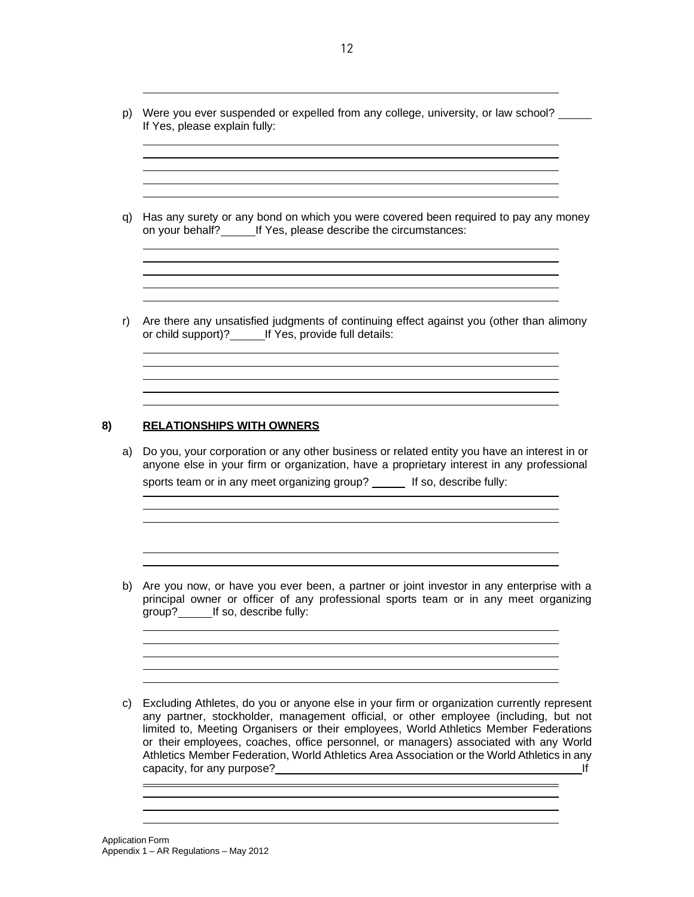p) Were you ever suspended or expelled from any college, university, or law school? _____ If Yes, please explain fully:

q) Has any surety or any bond on which you were covered been required to pay any money on your behalf? _____ If Yes, please describe the circumstances:

r) Are there any unsatisfied judgments of continuing effect against you (other than alimony or child support)? _____ If Yes, provide full details:

## 8) RELATIONSHIPS WITH OWNERS

a) Do you, your corporation or any other business or related entity you have an interest in or anyone else in your firm or organization, have a proprietary interest in any professional sports team or in any meet organizing group? _____ If so, describe fully:

b) Are you now, or have you ever been, a partner or joint investor in any enterprise with a principal owner or officer of any professional sports team or in any meet organizing group? _____ If so, describe fully:

c) Excluding Athletes, do you or anyone else in your firm or organization currently represent any partner, stockholder, management official, or other employee (including, but not limited to, Meeting Organisers or their employees, World Athletics Member Federations or their employees, coaches, office personnel, or managers) associated with any World Athletics Member Federation, World Athletics Area Association or the World Athletics in any capacity, for any purpose? _____ If

Application Form
Appendix 1 – AR Regulations – May 2012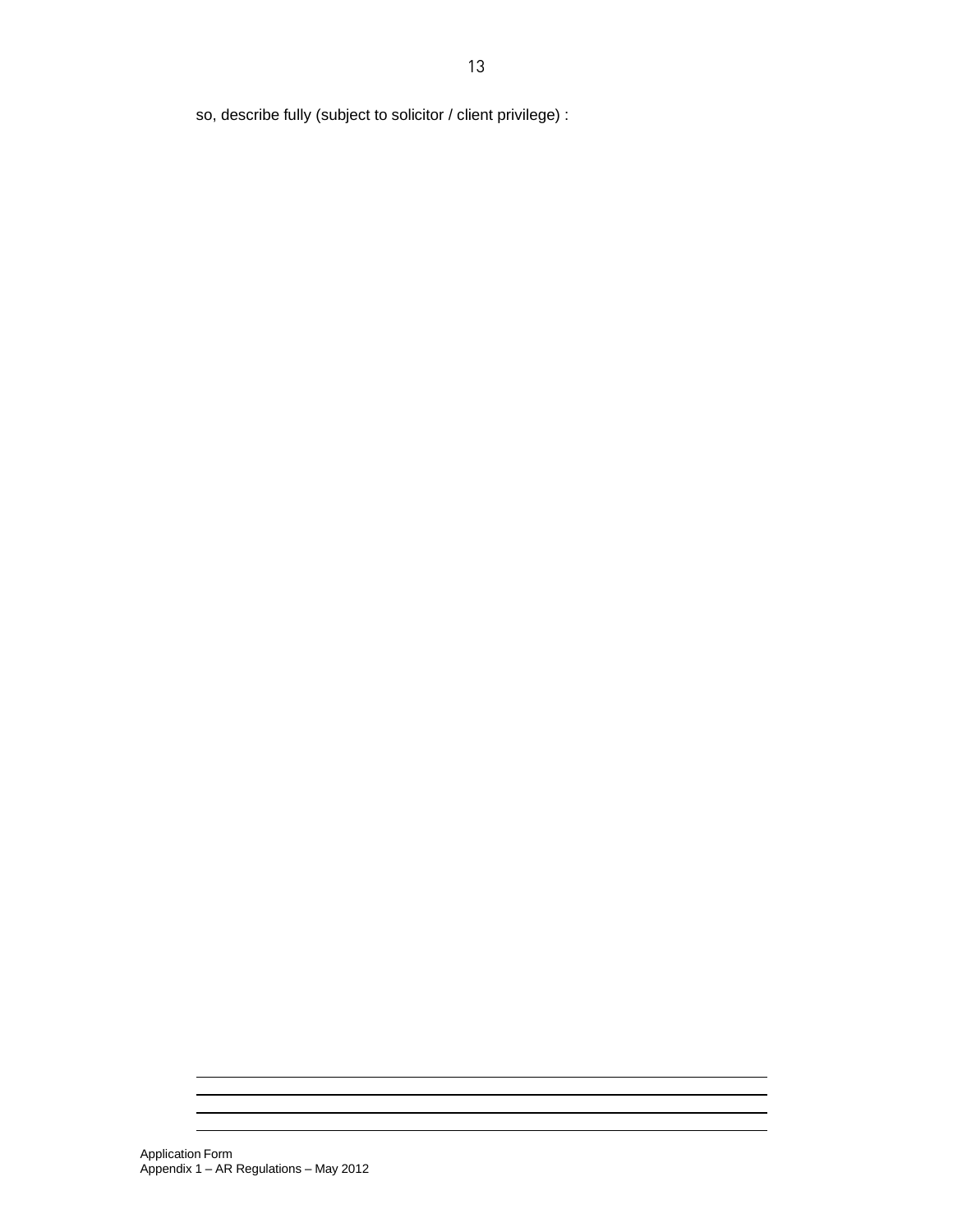so, describe fully (subject to solicitor / client privilege) :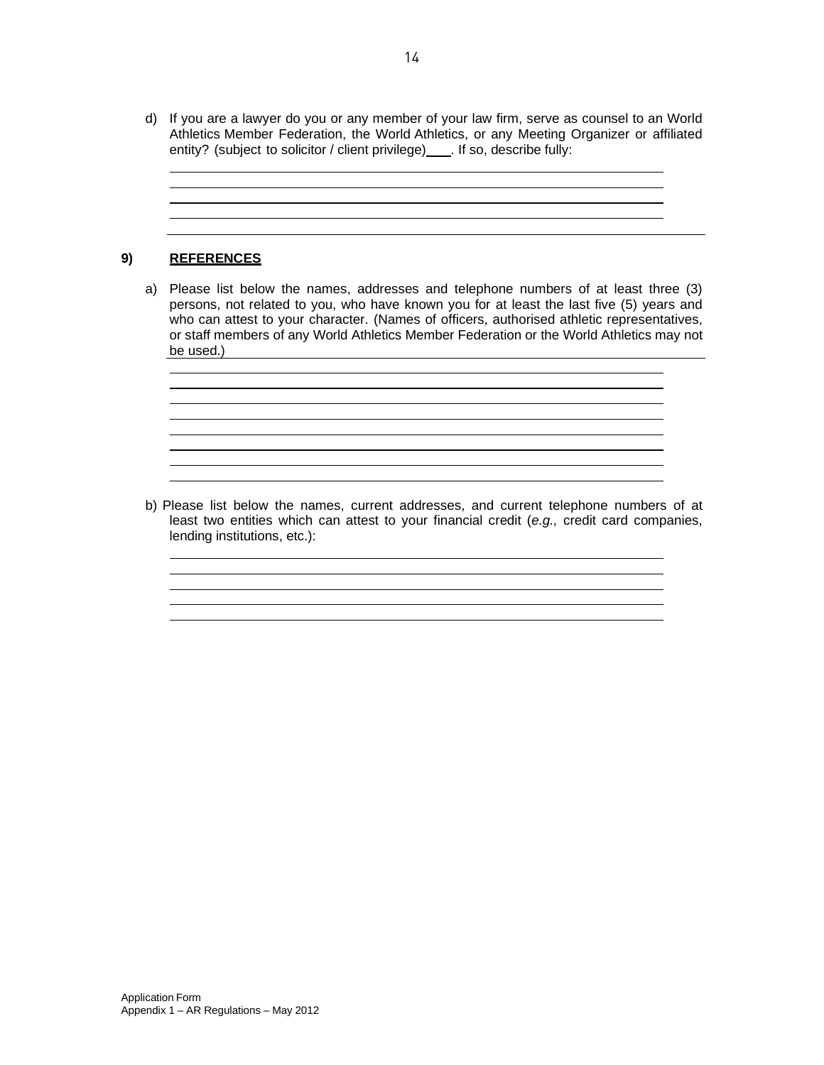d) If you are a lawyer do you or any member of your law firm, serve as counsel to an World Athletics Member Federation, the World Athletics, or any Meeting Organizer or affiliated entity? (subject to solicitor / client privilege)\_\_\_. If so, describe fully:

______________________________________________________________________

______________________________________________________________________

______________________________________________________________________

______________________________________________________________________

______________________________________________________________________

## 9) **REFERENCES**

a) Please list below the names, addresses and telephone numbers of at least three (3) persons, not related to you, who have known you for at least the last five (5) years and who can attest to your character. (Names of officers, authorised athletic representatives, or staff members of any World Athletics Member Federation or the World Athletics may not be used.)

______________________________________________________________________

______________________________________________________________________

______________________________________________________________________

______________________________________________________________________

______________________________________________________________________

______________________________________________________________________

______________________________________________________________________

______________________________________________________________________

b) Please list below the names, current addresses, and current telephone numbers of at least two entities which can attest to your financial credit (*e.g.,* credit card companies, lending institutions, etc.):

______________________________________________________________________

______________________________________________________________________

______________________________________________________________________

______________________________________________________________________

______________________________________________________________________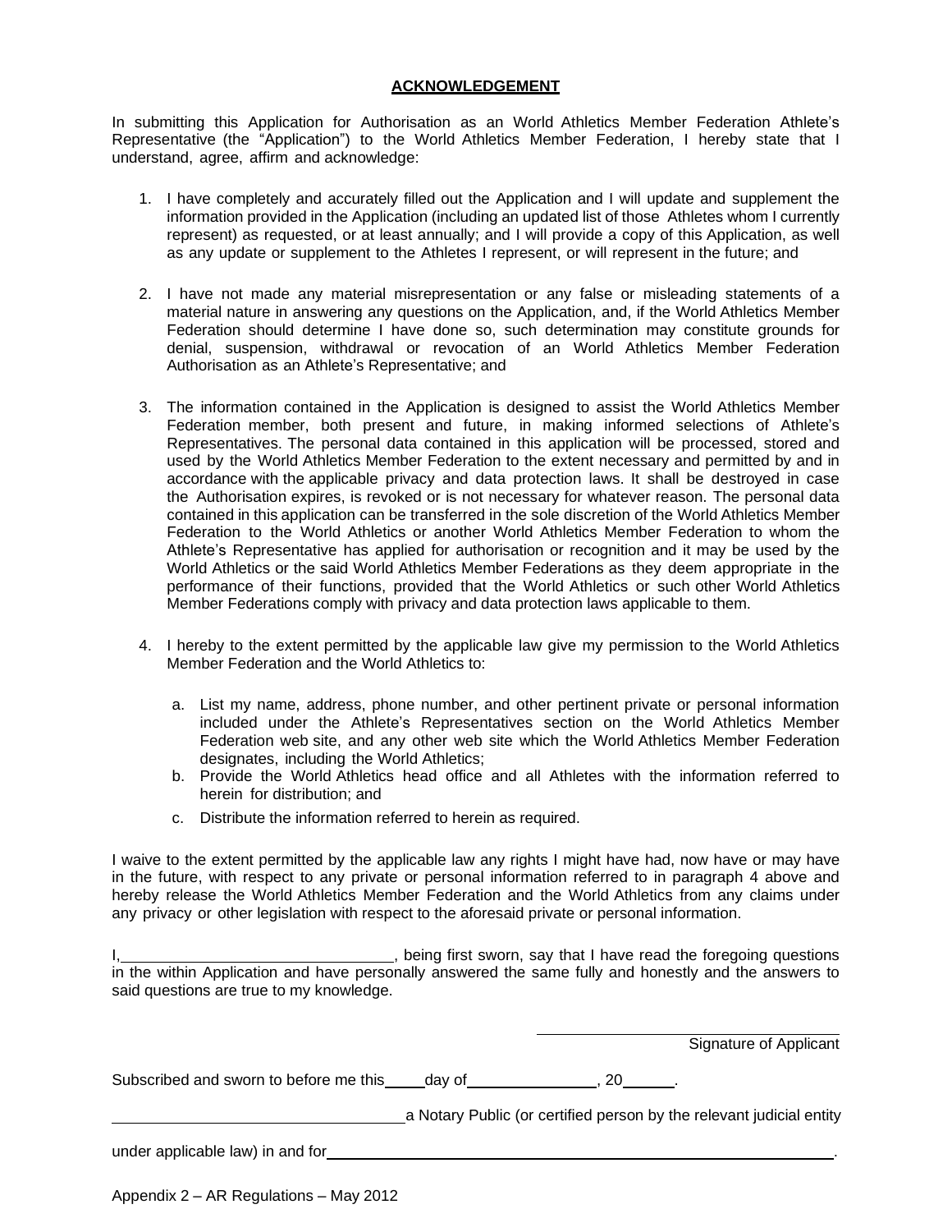**ACKNOWLEDGEMENT**

In submitting this Application for Authorisation as an World Athletics Member Federation Athlete's Representative (the "Application") to the World Athletics Member Federation, I hereby state that I understand, agree, affirm and acknowledge:

1. I have completely and accurately filled out the Application and I will update and supplement the information provided in the Application (including an updated list of those Athletes whom I currently represent) as requested, or at least annually; and I will provide a copy of this Application, as well as any update or supplement to the Athletes I represent, or will represent in the future; and

2. I have not made any material misrepresentation or any false or misleading statements of a material nature in answering any questions on the Application, and, if the World Athletics Member Federation should determine I have done so, such determination may constitute grounds for denial, suspension, withdrawal or revocation of an World Athletics Member Federation Authorisation as an Athlete's Representative; and

3. The information contained in the Application is designed to assist the World Athletics Member Federation member, both present and future, in making informed selections of Athlete's Representatives. The personal data contained in this application will be processed, stored and used by the World Athletics Member Federation to the extent necessary and permitted by and in accordance with the applicable privacy and data protection laws. It shall be destroyed in case the Authorisation expires, is revoked or is not necessary for whatever reason. The personal data contained in this application can be transferred in the sole discretion of the World Athletics Member Federation to the World Athletics or another World Athletics Member Federation to whom the Athlete's Representative has applied for authorisation or recognition and it may be used by the World Athletics or the said World Athletics Member Federations as they deem appropriate in the performance of their functions, provided that the World Athletics or such other World Athletics Member Federations comply with privacy and data protection laws applicable to them.

4. I hereby to the extent permitted by the applicable law give my permission to the World Athletics Member Federation and the World Athletics to:

   a. List my name, address, phone number, and other pertinent private or personal information included under the Athlete's Representatives section on the World Athletics Member Federation web site, and any other web site which the World Athletics Member Federation designates, including the World Athletics;
   b. Provide the World Athletics head office and all Athletes with the information referred to herein for distribution; and
   c. Distribute the information referred to herein as required.

I waive to the extent permitted by the applicable law any rights I might have had, now have or may have in the future, with respect to any private or personal information referred to in paragraph 4 above and hereby release the World Athletics Member Federation and the World Athletics from any claims under any privacy or other legislation with respect to the aforesaid private or personal information.

I,\_\_\_\_\_\_\_\_\_\_\_\_\_\_\_\_\_\_\_\_\_\_\_\_\_\_\_\_\_\_, being first sworn, say that I have read the foregoing questions in the within Application and have personally answered the same fully and honestly and the answers to said questions are true to my knowledge.

\_\_\_\_\_\_\_\_\_\_\_\_\_\_\_\_\_\_\_\_\_\_\_\_\_\_\_\_\_\_\_\_\_\_\_\_
Signature of Applicant

Subscribed and sworn to before me this\_\_\_\_\_day of\_\_\_\_\_\_\_\_\_\_\_\_\_\_\_\_, 20\_\_\_\_\_\_.

\_\_\_\_\_\_\_\_\_\_\_\_\_\_\_\_\_\_\_\_\_\_\_\_\_\_\_\_\_\_\_\_\_\_a Notary Public (or certified person by the relevant judicial entity under applicable law) in and for\_\_\_\_\_\_\_\_\_\_\_\_\_\_\_\_\_\_\_\_\_\_\_\_\_\_\_\_\_\_\_\_\_\_\_\_\_\_\_\_\_\_\_\_\_\_\_\_\_\_\_\_\_\_\_\_\_\_\_\_\_\_.

Appendix 2 – AR Regulations – May 2012